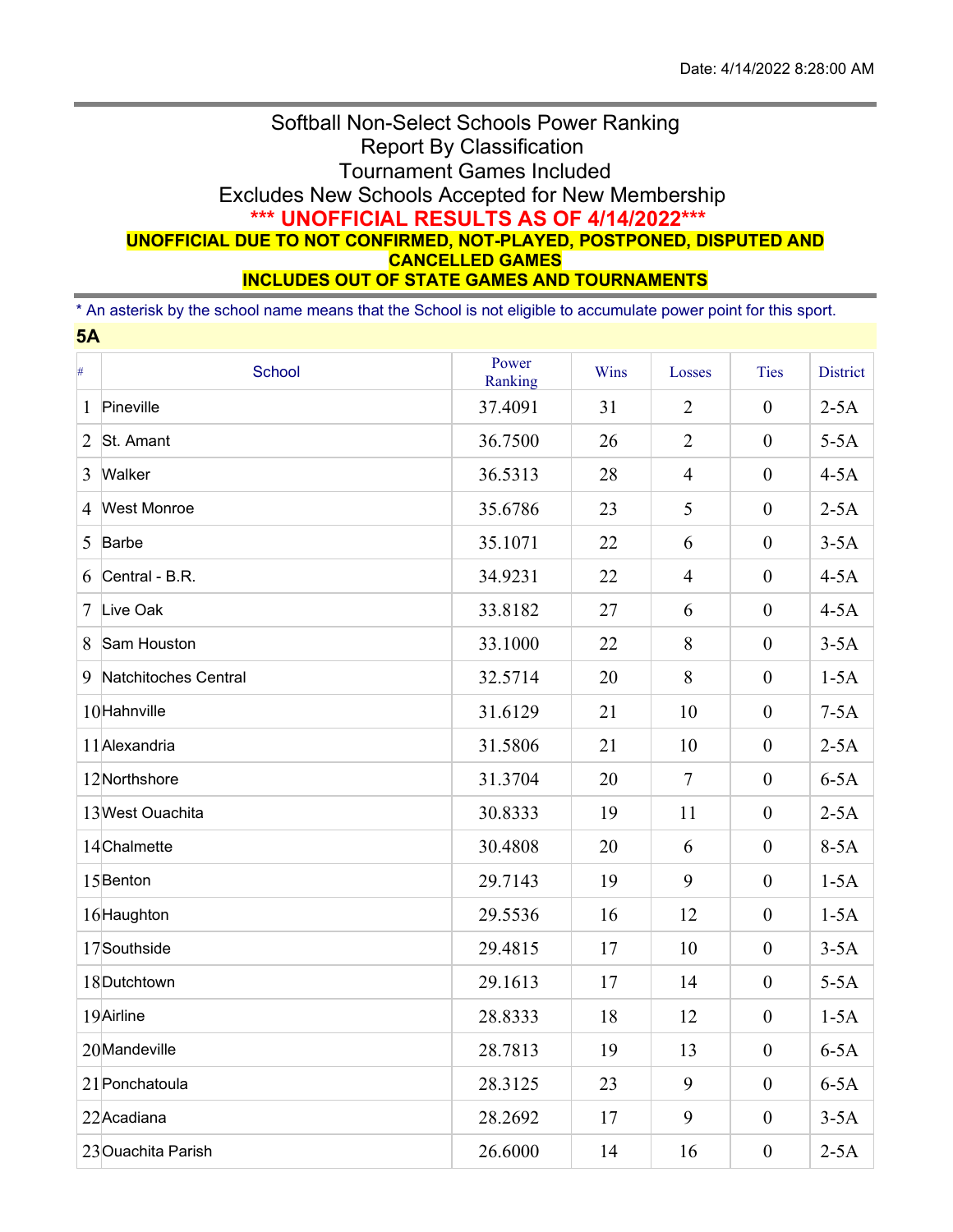Date: 4/14/2022 8:28:00 AM

# Softball Non-Select Schools Power Ranking
## Report By Classification
## Tournament Games Included
## Excludes New Schools Accepted for New Membership

**\*\*\* UNOFFICIAL RESULTS AS OF 4/14/2022\*\*\***

**UNOFFICIAL DUE TO NOT CONFIRMED, NOT-PLAYED, POSTPONED, DISPUTED AND CANCELLED GAMES**

**INCLUDES OUT OF STATE GAMES AND TOURNAMENTS**

* An asterisk by the school name means that the School is not eligible to accumulate power point for this sport.

### 5A

| # | School | Power Ranking | Wins | Losses | Ties | District |
|---|---|---|---|---|---|---|
| 1 | Pineville | 37.4091 | 31 | 2 | 0 | 2-5A |
| 2 | St. Amant | 36.7500 | 26 | 2 | 0 | 5-5A |
| 3 | Walker | 36.5313 | 28 | 4 | 0 | 4-5A |
| 4 | West Monroe | 35.6786 | 23 | 5 | 0 | 2-5A |
| 5 | Barbe | 35.1071 | 22 | 6 | 0 | 3-5A |
| 6 | Central - B.R. | 34.9231 | 22 | 4 | 0 | 4-5A |
| 7 | Live Oak | 33.8182 | 27 | 6 | 0 | 4-5A |
| 8 | Sam Houston | 33.1000 | 22 | 8 | 0 | 3-5A |
| 9 | Natchitoches Central | 32.5714 | 20 | 8 | 0 | 1-5A |
| 10 | Hahnville | 31.6129 | 21 | 10 | 0 | 7-5A |
| 11 | Alexandria | 31.5806 | 21 | 10 | 0 | 2-5A |
| 12 | Northshore | 31.3704 | 20 | 7 | 0 | 6-5A |
| 13 | West Ouachita | 30.8333 | 19 | 11 | 0 | 2-5A |
| 14 | Chalmette | 30.4808 | 20 | 6 | 0 | 8-5A |
| 15 | Benton | 29.7143 | 19 | 9 | 0 | 1-5A |
| 16 | Haughton | 29.5536 | 16 | 12 | 0 | 1-5A |
| 17 | Southside | 29.4815 | 17 | 10 | 0 | 3-5A |
| 18 | Dutchtown | 29.1613 | 17 | 14 | 0 | 5-5A |
| 19 | Airline | 28.8333 | 18 | 12 | 0 | 1-5A |
| 20 | Mandeville | 28.7813 | 19 | 13 | 0 | 6-5A |
| 21 | Ponchatoula | 28.3125 | 23 | 9 | 0 | 6-5A |
| 22 | Acadiana | 28.2692 | 17 | 9 | 0 | 3-5A |
| 23 | Ouachita Parish | 26.6000 | 14 | 16 | 0 | 2-5A |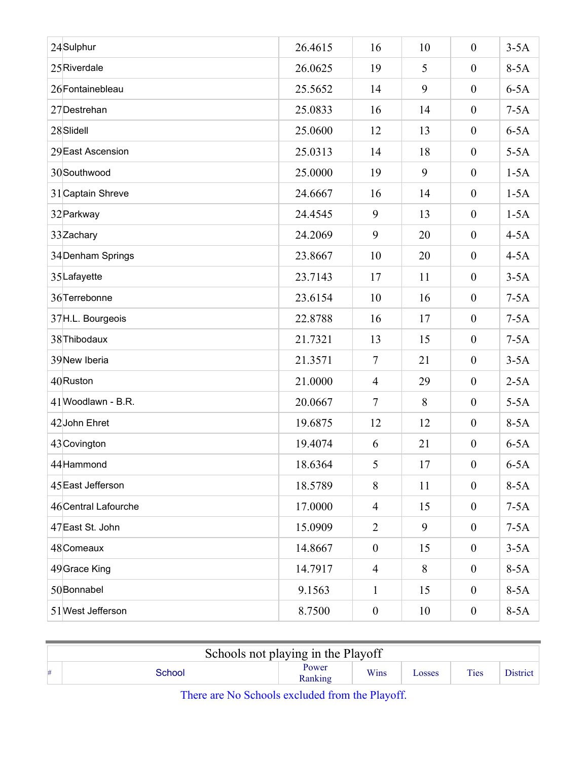| | | | | | | |
|---|---|---|---|---|---|---|
| 24 | Sulphur | 26.4615 | 16 | 10 | 0 | 3-5A |
| 25 | Riverdale | 26.0625 | 19 | 5 | 0 | 8-5A |
| 26 | Fontainebleau | 25.5652 | 14 | 9 | 0 | 6-5A |
| 27 | Destrehan | 25.0833 | 16 | 14 | 0 | 7-5A |
| 28 | Slidell | 25.0600 | 12 | 13 | 0 | 6-5A |
| 29 | East Ascension | 25.0313 | 14 | 18 | 0 | 5-5A |
| 30 | Southwood | 25.0000 | 19 | 9 | 0 | 1-5A |
| 31 | Captain Shreve | 24.6667 | 16 | 14 | 0 | 1-5A |
| 32 | Parkway | 24.4545 | 9 | 13 | 0 | 1-5A |
| 33 | Zachary | 24.2069 | 9 | 20 | 0 | 4-5A |
| 34 | Denham Springs | 23.8667 | 10 | 20 | 0 | 4-5A |
| 35 | Lafayette | 23.7143 | 17 | 11 | 0 | 3-5A |
| 36 | Terrebonne | 23.6154 | 10 | 16 | 0 | 7-5A |
| 37 | H.L. Bourgeois | 22.8788 | 16 | 17 | 0 | 7-5A |
| 38 | Thibodaux | 21.7321 | 13 | 15 | 0 | 7-5A |
| 39 | New Iberia | 21.3571 | 7 | 21 | 0 | 3-5A |
| 40 | Ruston | 21.0000 | 4 | 29 | 0 | 2-5A |
| 41 | Woodlawn - B.R. | 20.0667 | 7 | 8 | 0 | 5-5A |
| 42 | John Ehret | 19.6875 | 12 | 12 | 0 | 8-5A |
| 43 | Covington | 19.4074 | 6 | 21 | 0 | 6-5A |
| 44 | Hammond | 18.6364 | 5 | 17 | 0 | 6-5A |
| 45 | East Jefferson | 18.5789 | 8 | 11 | 0 | 8-5A |
| 46 | Central Lafourche | 17.0000 | 4 | 15 | 0 | 7-5A |
| 47 | East St. John | 15.0909 | 2 | 9 | 0 | 7-5A |
| 48 | Comeaux | 14.8667 | 0 | 15 | 0 | 3-5A |
| 49 | Grace King | 14.7917 | 4 | 8 | 0 | 8-5A |
| 50 | Bonnabel | 9.1563 | 1 | 15 | 0 | 8-5A |
| 51 | West Jefferson | 8.7500 | 0 | 10 | 0 | 8-5A |

## Schools not playing in the Playoff

| # | School | Power Ranking | Wins | Losses | Ties | District |
|---|---|---|---|---|---|---|

There are No Schools excluded from the Playoff.